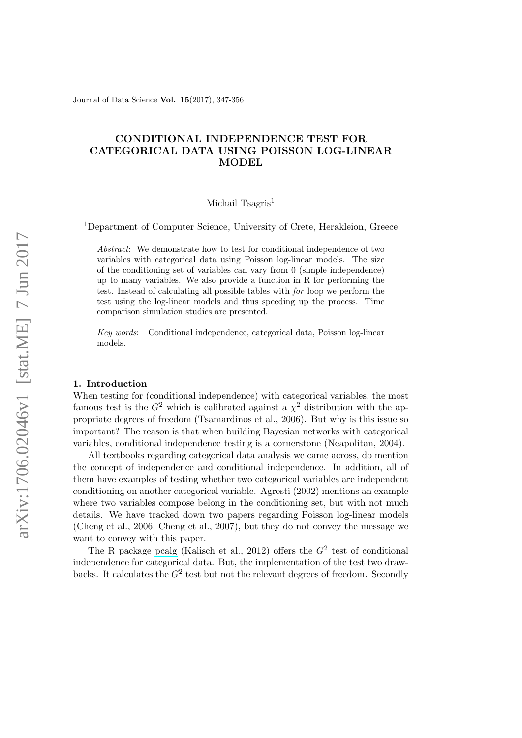# CONDITIONAL INDEPENDENCE TEST FOR CATEGORICAL DATA USING POISSON LOG-LINEAR MODEL

Michail Tsagris[1]

[1]Department of Computer Science, University of Crete, Herakleion, Greece

*Abstract*: We demonstrate how to test for conditional independence of two variables with categorical data using Poisson log-linear models. The size of the conditioning set of variables can vary from 0 (simple independence) up to many variables. We also provide a function in R for performing the test. Instead of calculating all possible tables with *for* loop we perform the test using the log-linear models and thus speeding up the process. Time comparison simulation studies are presented.

*Key words*: Conditional independence, categorical data, Poisson log-linear models.

## 1. Introduction

When testing for (conditional independence) with categorical variables, the most famous test is the $G^2$ which is calibrated against a $\chi^2$ distribution with the appropriate degrees of freedom (Tsamardinos et al., 2006). But why is this issue so important? The reason is that when building Bayesian networks with categorical variables, conditional independence testing is a cornerstone (Neapolitan, 2004).

All textbooks regarding categorical data analysis we came across, do mention the concept of independence and conditional independence. In addition, all of them have examples of testing whether two categorical variables are independent conditioning on another categorical variable. Agresti (2002) mentions an example where two variables compose belong in the conditioning set, but with not much details. We have tracked down two papers regarding Poisson log-linear models (Cheng et al., 2006; Cheng et al., 2007), but they do not convey the message we want to convey with this paper.

The R package pcalg (Kalisch et al., 2012) offers the $G^2$ test of conditional independence for categorical data. But, the implementation of the test two drawbacks. It calculates the $G^2$ test but not the relevant degrees of freedom. Secondly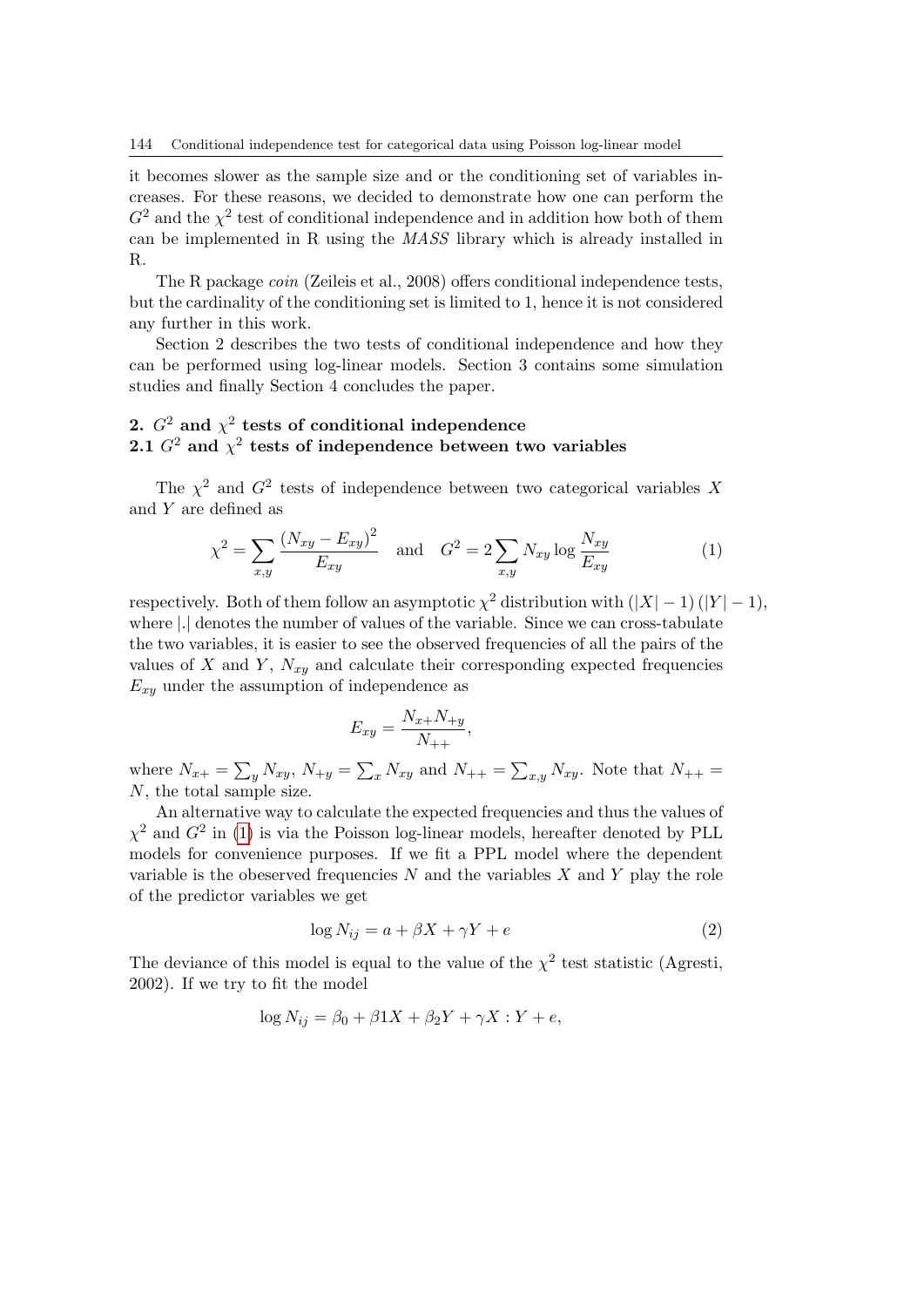it becomes slower as the sample size and or the conditioning set of variables increases. For these reasons, we decided to demonstrate how one can perform the $G^2$ and the $\chi^2$ test of conditional independence and in addition how both of them can be implemented in R using the *MASS* library which is already installed in R.

The R package *coin* (Zeileis et al., 2008) offers conditional independence tests, but the cardinality of the conditioning set is limited to 1, hence it is not considered any further in this work.

Section 2 describes the two tests of conditional independence and how they can be performed using log-linear models. Section 3 contains some simulation studies and finally Section 4 concludes the paper.

## 2. $G^2$ and $\chi^2$ tests of conditional independence

### 2.1 $G^2$ and $\chi^2$ tests of independence between two variables

The $\chi^2$ and $G^2$ tests of independence between two categorical variables $X$ and $Y$ are defined as

$$\chi^2 = \sum_{x,y} \frac{\left(N_{xy} - E_{xy}\right)^2}{E_{xy}} \quad \text{and} \quad G^2 = 2\sum_{x,y} N_{xy} \log \frac{N_{xy}}{E_{xy}} \tag{1}$$

respectively. Both of them follow an asymptotic $\chi^2$ distribution with $(|X|-1)(|Y|-1)$, where $|.|$ denotes the number of values of the variable. Since we can cross-tabulate the two variables, it is easier to see the observed frequencies of all the pairs of the values of $X$ and $Y$, $N_{xy}$ and calculate their corresponding expected frequencies $E_{xy}$ under the assumption of independence as

$$E_{xy} = \frac{N_{x+}N_{+y}}{N_{++}},$$

where $N_{x+} = \sum_y N_{xy}$, $N_{+y} = \sum_x N_{xy}$ and $N_{++} = \sum_{x,y} N_{xy}$. Note that $N_{++} = N$, the total sample size.

An alternative way to calculate the expected frequencies and thus the values of $\chi^2$ and $G^2$ in (1) is via the Poisson log-linear models, hereafter denoted by PLL models for convenience purposes. If we fit a PPL model where the dependent variable is the obeserved frequencies $N$ and the variables $X$ and $Y$ play the role of the predictor variables we get

$$\log N_{ij} = a + \beta X + \gamma Y + e \tag{2}$$

The deviance of this model is equal to the value of the $\chi^2$ test statistic (Agresti, 2002). If we try to fit the model

$$\log N_{ij} = \beta_0 + \beta 1 X + \beta_2 Y + \gamma X : Y + e,$$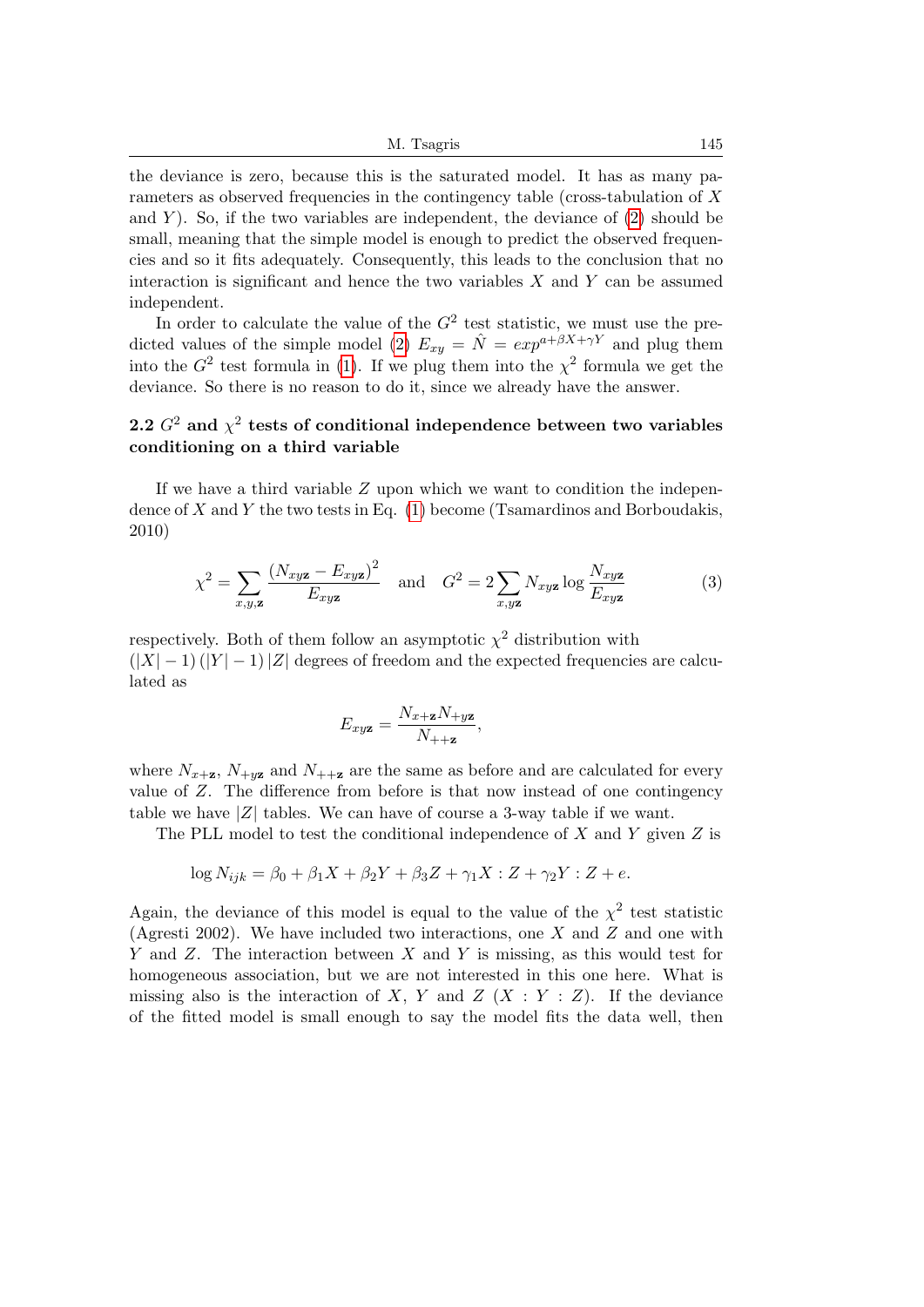the deviance is zero, because this is the saturated model. It has as many parameters as observed frequencies in the contingency table (cross-tabulation of $X$ and $Y$). So, if the two variables are independent, the deviance of (2) should be small, meaning that the simple model is enough to predict the observed frequencies and so it fits adequately. Consequently, this leads to the conclusion that no interaction is significant and hence the two variables $X$ and $Y$ can be assumed independent.

In order to calculate the value of the $G^2$ test statistic, we must use the predicted values of the simple model (2) $E_{xy} = \hat{N} = exp^{a+\beta X+\gamma Y}$ and plug them into the $G^2$ test formula in (1). If we plug them into the $\chi^2$ formula we get the deviance. So there is no reason to do it, since we already have the answer.

## 2.2 $G^2$ and $\chi^2$ tests of conditional independence between two variables conditioning on a third variable

If we have a third variable $Z$ upon which we want to condition the independence of $X$ and $Y$ the two tests in Eq. (1) become (Tsamardinos and Borboudakis, 2010)

$$\chi^2 = \sum_{x,y,\mathbf{z}} \frac{\left(N_{xy\mathbf{z}} - E_{xy\mathbf{z}}\right)^2}{E_{xy\mathbf{z}}} \quad \text{and} \quad G^2 = 2\sum_{x,y\mathbf{z}} N_{xy\mathbf{z}} \log \frac{N_{xy\mathbf{z}}}{E_{xy\mathbf{z}}} \tag{3}$$

respectively. Both of them follow an asymptotic $\chi^2$ distribution with $(|X|-1)(|Y|-1)|Z|$ degrees of freedom and the expected frequencies are calculated as

$$E_{xy\mathbf{z}} = \frac{N_{x+\mathbf{z}} N_{+y\mathbf{z}}}{N_{++\mathbf{z}}},$$

where $N_{x+\mathbf{z}}$, $N_{+y\mathbf{z}}$ and $N_{++\mathbf{z}}$ are the same as before and are calculated for every value of $Z$. The difference from before is that now instead of one contingency table we have $|Z|$ tables. We can have of course a 3-way table if we want.

The PLL model to test the conditional independence of $X$ and $Y$ given $Z$ is

$$\log N_{ijk} = \beta_0 + \beta_1 X + \beta_2 Y + \beta_3 Z + \gamma_1 X : Z + \gamma_2 Y : Z + e.$$

Again, the deviance of this model is equal to the value of the $\chi^2$ test statistic (Agresti 2002). We have included two interactions, one $X$ and $Z$ and one with $Y$ and $Z$. The interaction between $X$ and $Y$ is missing, as this would test for homogeneous association, but we are not interested in this one here. What is missing also is the interaction of $X$, $Y$ and $Z$ ($X : Y : Z$). If the deviance of the fitted model is small enough to say the model fits the data well, then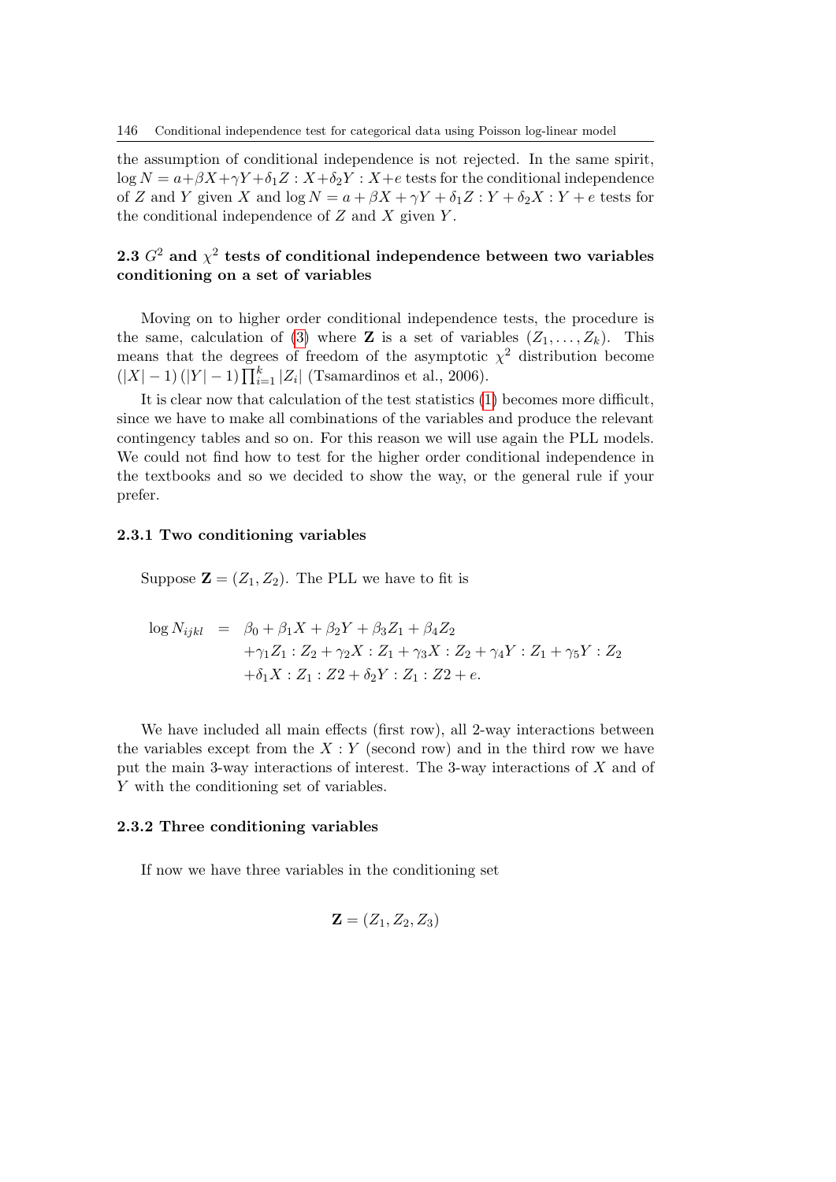the assumption of conditional independence is not rejected. In the same spirit, $\log N = a+\beta X+\gamma Y+\delta_1 Z:X+\delta_2 Y:X+e$ tests for the conditional independence of $Z$ and $Y$ given $X$ and $\log N = a+\beta X+\gamma Y+\delta_1 Z:Y+\delta_2 X:Y+e$ tests for the conditional independence of $Z$ and $X$ given $Y$.

### 2.3 $G^2$ and $\chi^2$ tests of conditional independence between two variables conditioning on a set of variables

Moving on to higher order conditional independence tests, the procedure is the same, calculation of (3) where $\mathbf{Z}$ is a set of variables $(Z_1, \ldots, Z_k)$. This means that the degrees of freedom of the asymptotic $\chi^2$ distribution become $(|X|-1)(|Y|-1)\prod_{i=1}^{k}|Z_i|$ (Tsamardinos et al., 2006).

It is clear now that calculation of the test statistics (1) becomes more difficult, since we have to make all combinations of the variables and produce the relevant contingency tables and so on. For this reason we will use again the PLL models. We could not find how to test for the higher order conditional independence in the textbooks and so we decided to show the way, or the general rule if your prefer.

#### 2.3.1 Two conditioning variables

Suppose $\mathbf{Z} = (Z_1, Z_2)$. The PLL we have to fit is

$$
\begin{aligned}
\log N_{ijkl} \;=\;& \beta_0 + \beta_1 X + \beta_2 Y + \beta_3 Z_1 + \beta_4 Z_2 \\
& + \gamma_1 Z_1 : Z_2 + \gamma_2 X : Z_1 + \gamma_3 X : Z_2 + \gamma_4 Y : Z_1 + \gamma_5 Y : Z_2 \\
& + \delta_1 X : Z_1 : Z2 + \delta_2 Y : Z_1 : Z2 + e.
\end{aligned}
$$

We have included all main effects (first row), all 2-way interactions between the variables except from the $X:Y$ (second row) and in the third row we have put the main 3-way interactions of interest. The 3-way interactions of $X$ and of $Y$ with the conditioning set of variables.

#### 2.3.2 Three conditioning variables

If now we have three variables in the conditioning set

$$
\mathbf{Z} = (Z_1, Z_2, Z_3)
$$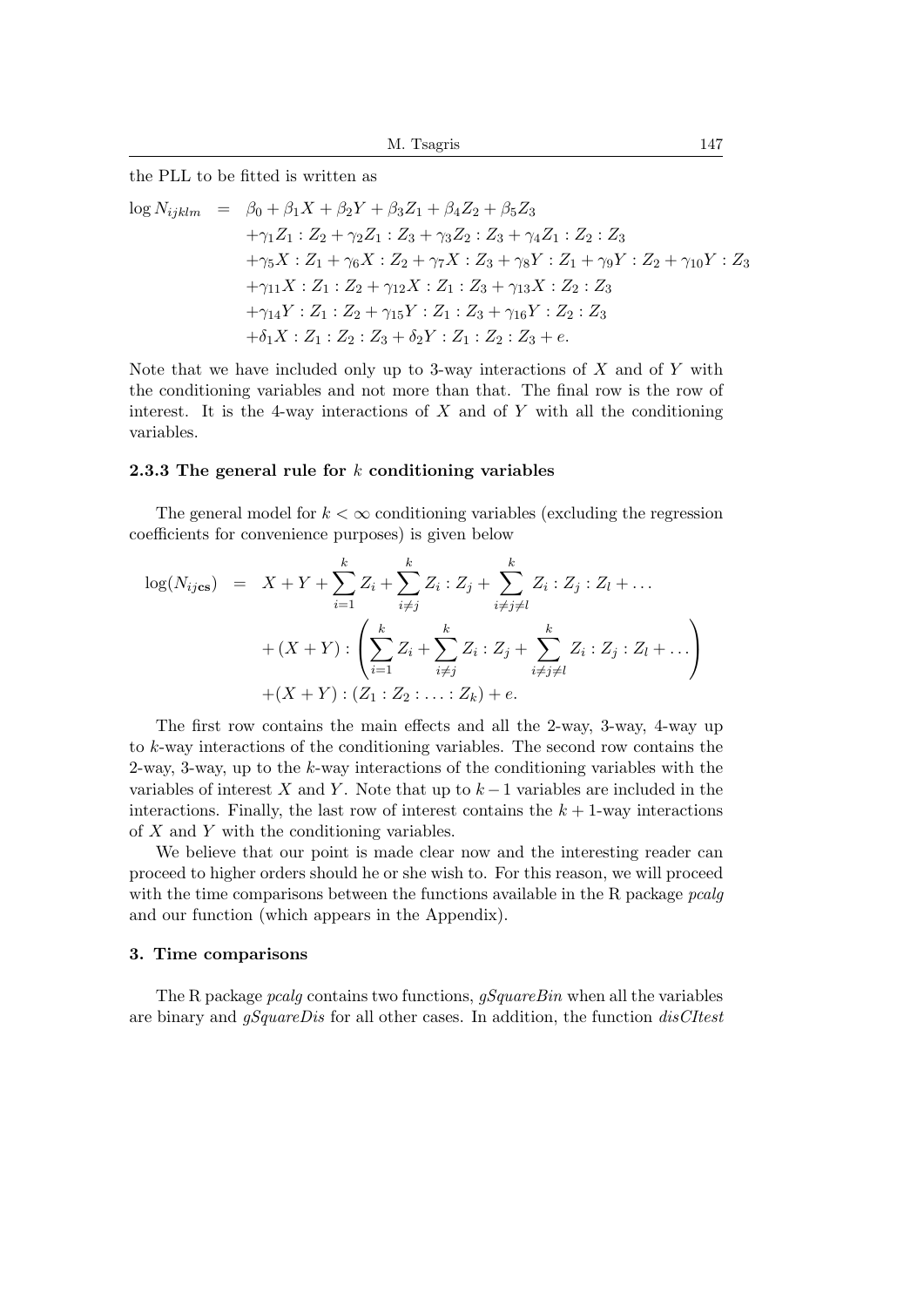the PLL to be fitted is written as

$$
\begin{aligned}
\log N_{ijklm} &= \beta_0 + \beta_1 X + \beta_2 Y + \beta_3 Z_1 + \beta_4 Z_2 + \beta_5 Z_3 \\
&+ \gamma_1 Z_1 : Z_2 + \gamma_2 Z_1 : Z_3 + \gamma_3 Z_2 : Z_3 + \gamma_4 Z_1 : Z_2 : Z_3 \\
&+ \gamma_5 X : Z_1 + \gamma_6 X : Z_2 + \gamma_7 X : Z_3 + \gamma_8 Y : Z_1 + \gamma_9 Y : Z_2 + \gamma_{10} Y : Z_3 \\
&+ \gamma_{11} X : Z_1 : Z_2 + \gamma_{12} X : Z_1 : Z_3 + \gamma_{13} X : Z_2 : Z_3 \\
&+ \gamma_{14} Y : Z_1 : Z_2 + \gamma_{15} Y : Z_1 : Z_3 + \gamma_{16} Y : Z_2 : Z_3 \\
&+ \delta_1 X : Z_1 : Z_2 : Z_3 + \delta_2 Y : Z_1 : Z_2 : Z_3 + e.
\end{aligned}
$$

Note that we have included only up to 3-way interactions of $X$ and of $Y$ with the conditioning variables and not more than that. The final row is the row of interest. It is the 4-way interactions of $X$ and of $Y$ with all the conditioning variables.

### 2.3.3 The general rule for $k$ conditioning variables

The general model for $k < \infty$ conditioning variables (excluding the regression coefficients for convenience purposes) is given below

$$
\begin{aligned}
\log(N_{ij\mathbf{cs}}) &= X + Y + \sum_{i=1}^{k} Z_i + \sum_{i \neq j}^{k} Z_i : Z_j + \sum_{i \neq j \neq l}^{k} Z_i : Z_j : Z_l + \ldots \\
&+ (X + Y) : \left( \sum_{i=1}^{k} Z_i + \sum_{i \neq j}^{k} Z_i : Z_j + \sum_{i \neq j \neq l}^{k} Z_i : Z_j : Z_l + \ldots \right) \\
&+ (X + Y) : (Z_1 : Z_2 : \ldots : Z_k) + e.
\end{aligned}
$$

The first row contains the main effects and all the 2-way, 3-way, 4-way up to $k$-way interactions of the conditioning variables. The second row contains the 2-way, 3-way, up to the $k$-way interactions of the conditioning variables with the variables of interest $X$ and $Y$. Note that up to $k-1$ variables are included in the interactions. Finally, the last row of interest contains the $k+1$-way interactions of $X$ and $Y$ with the conditioning variables.

We believe that our point is made clear now and the interesting reader can proceed to higher orders should he or she wish to. For this reason, we will proceed with the time comparisons between the functions available in the R package *pcalg* and our function (which appears in the Appendix).

## 3. Time comparisons

The R package *pcalg* contains two functions, *gSquareBin* when all the variables are binary and *gSquareDis* for all other cases. In addition, the function *disCItest*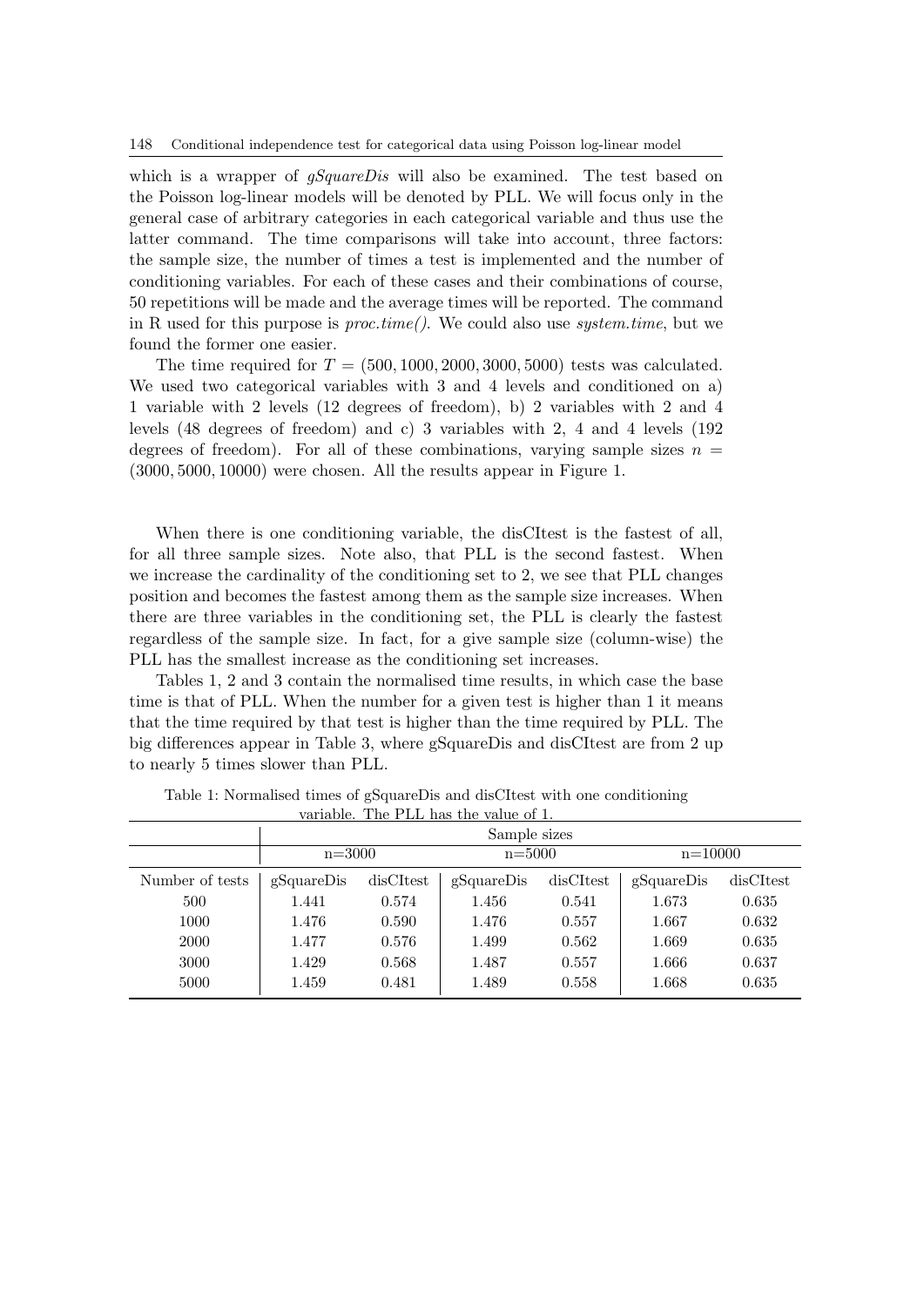which is a wrapper of *gSquareDis* will also be examined. The test based on the Poisson log-linear models will be denoted by PLL. We will focus only in the general case of arbitrary categories in each categorical variable and thus use the latter command. The time comparisons will take into account, three factors: the sample size, the number of times a test is implemented and the number of conditioning variables. For each of these cases and their combinations of course, 50 repetitions will be made and the average times will be reported. The command in R used for this purpose is *proc.time()*. We could also use *system.time*, but we found the former one easier.

The time required for $T = (500, 1000, 2000, 3000, 5000)$ tests was calculated. We used two categorical variables with 3 and 4 levels and conditioned on a) 1 variable with 2 levels (12 degrees of freedom), b) 2 variables with 2 and 4 levels (48 degrees of freedom) and c) 3 variables with 2, 4 and 4 levels (192 degrees of freedom). For all of these combinations, varying sample sizes $n = (3000, 5000, 10000)$ were chosen. All the results appear in Figure 1.

When there is one conditioning variable, the disCItest is the fastest of all, for all three sample sizes. Note also, that PLL is the second fastest. When we increase the cardinality of the conditioning set to 2, we see that PLL changes position and becomes the fastest among them as the sample size increases. When there are three variables in the conditioning set, the PLL is clearly the fastest regardless of the sample size. In fact, for a give sample size (column-wise) the PLL has the smallest increase as the conditioning set increases.

Tables 1, 2 and 3 contain the normalised time results, in which case the base time is that of PLL. When the number for a given test is higher than 1 it means that the time required by that test is higher than the time required by PLL. The big differences appear in Table 3, where gSquareDis and disCItest are from 2 up to nearly 5 times slower than PLL.

Table 1: Normalised times of gSquareDis and disCItest with one conditioning variable. The PLL has the value of 1.

| | Sample sizes | | | | | |
|---|---|---|---|---|---|---|
| | n=3000 | | n=5000 | | n=10000 | |
| Number of tests | gSquareDis | disCItest | gSquareDis | disCItest | gSquareDis | disCItest |
| 500 | 1.441 | 0.574 | 1.456 | 0.541 | 1.673 | 0.635 |
| 1000 | 1.476 | 0.590 | 1.476 | 0.557 | 1.667 | 0.632 |
| 2000 | 1.477 | 0.576 | 1.499 | 0.562 | 1.669 | 0.635 |
| 3000 | 1.429 | 0.568 | 1.487 | 0.557 | 1.666 | 0.637 |
| 5000 | 1.459 | 0.481 | 1.489 | 0.558 | 1.668 | 0.635 |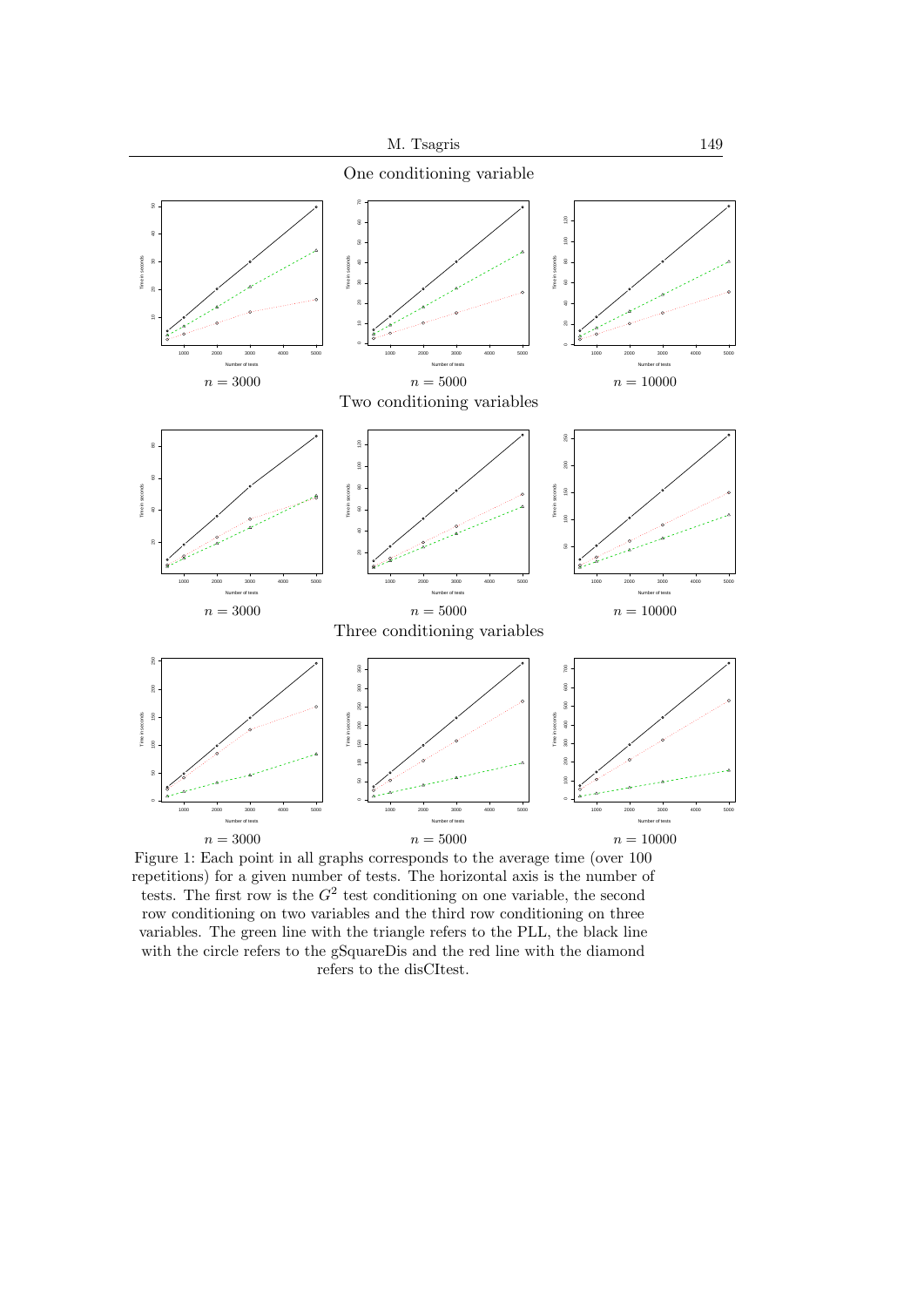One conditioning variable

$n = 3000$ $n = 5000$ $n = 10000$

Two conditioning variables

$n = 3000$ $n = 5000$ $n = 10000$

Three conditioning variables

$n = 3000$ $n = 5000$ $n = 10000$

Figure 1: Each point in all graphs corresponds to the average time (over 100 repetitions) for a given number of tests. The horizontal axis is the number of tests. The first row is the $G^2$ test conditioning on one variable, the second row conditioning on two variables and the third row conditioning on three variables. The green line with the triangle refers to the PLL, the black line with the circle refers to the gSquareDis and the red line with the diamond refers to the disCItest.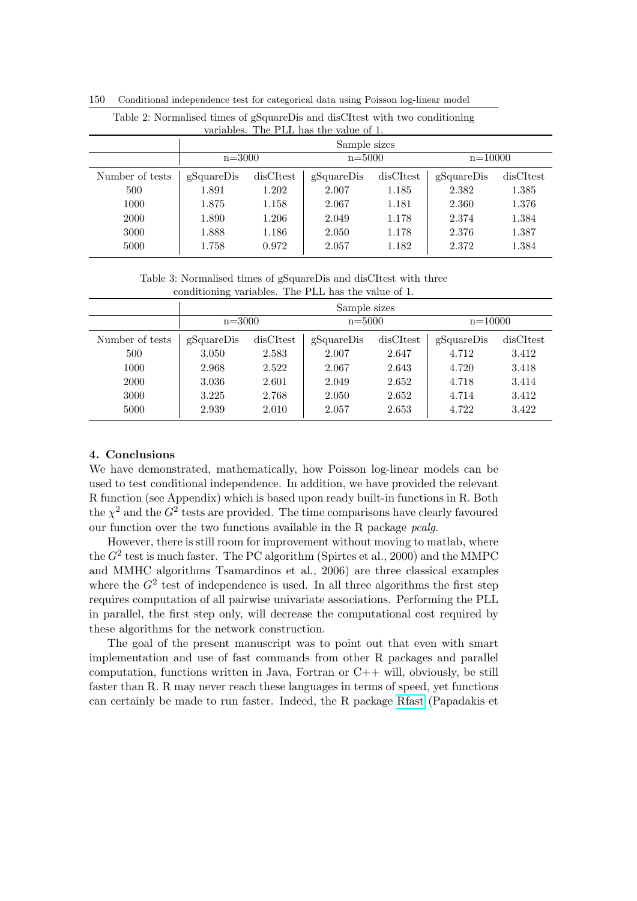Table 2: Normalised times of gSquareDis and disCItest with two conditioning variables. The PLL has the value of 1.

| | Sample sizes | | | | | |
|---|---|---|---|---|---|---|
| | n=3000 | | n=5000 | | n=10000 | |
| Number of tests | gSquareDis | disCItest | gSquareDis | disCItest | gSquareDis | disCItest |
| 500 | 1.891 | 1.202 | 2.007 | 1.185 | 2.382 | 1.385 |
| 1000 | 1.875 | 1.158 | 2.067 | 1.181 | 2.360 | 1.376 |
| 2000 | 1.890 | 1.206 | 2.049 | 1.178 | 2.374 | 1.384 |
| 3000 | 1.888 | 1.186 | 2.050 | 1.178 | 2.376 | 1.387 |
| 5000 | 1.758 | 0.972 | 2.057 | 1.182 | 2.372 | 1.384 |

Table 3: Normalised times of gSquareDis and disCItest with three conditioning variables. The PLL has the value of 1.

| | Sample sizes | | | | | |
|---|---|---|---|---|---|---|
| | n=3000 | | n=5000 | | n=10000 | |
| Number of tests | gSquareDis | disCItest | gSquareDis | disCItest | gSquareDis | disCItest |
| 500 | 3.050 | 2.583 | 2.007 | 2.647 | 4.712 | 3.412 |
| 1000 | 2.968 | 2.522 | 2.067 | 2.643 | 4.720 | 3.418 |
| 2000 | 3.036 | 2.601 | 2.049 | 2.652 | 4.718 | 3.414 |
| 3000 | 3.225 | 2.768 | 2.050 | 2.652 | 4.714 | 3.412 |
| 5000 | 2.939 | 2.010 | 2.057 | 2.653 | 4.722 | 3.422 |

## 4. Conclusions

We have demonstrated, mathematically, how Poisson log-linear models can be used to test conditional independence. In addition, we have provided the relevant R function (see Appendix) which is based upon ready built-in functions in R. Both the $\chi^2$ and the $G^2$ tests are provided. The time comparisons have clearly favoured our function over the two functions available in the R package *pcalg*.

However, there is still room for improvement without moving to matlab, where the $G^2$ test is much faster. The PC algorithm (Spirtes et al., 2000) and the MMPC and MMHC algorithms Tsamardinos et al., 2006) are three classical examples where the $G^2$ test of independence is used. In all three algorithms the first step requires computation of all pairwise univariate associations. Performing the PLL in parallel, the first step only, will decrease the computational cost required by these algorithms for the network construction.

The goal of the present manuscript was to point out that even with smart implementation and use of fast commands from other R packages and parallel computation, functions written in Java, Fortran or C++ will, obviously, be still faster than R. R may never reach these languages in terms of speed, yet functions can certainly be made to run faster. Indeed, the R package Rfast (Papadakis et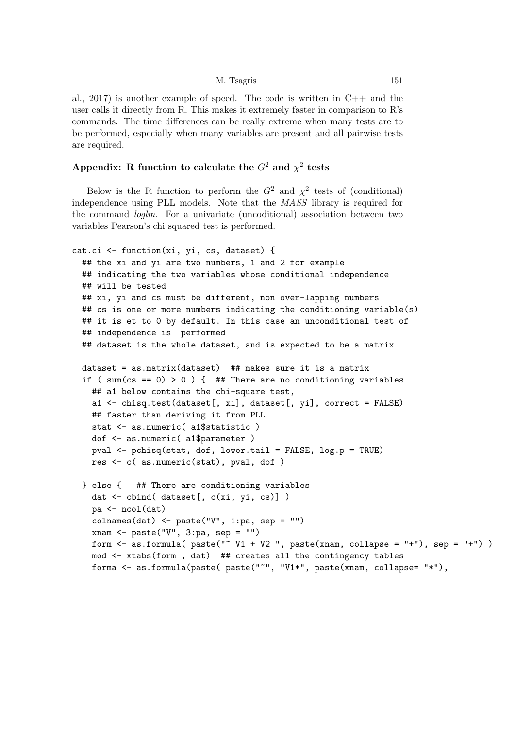al., 2017) is another example of speed. The code is written in C++ and the user calls it directly from R. This makes it extremely faster in comparison to R's commands. The time differences can be really extreme when many tests are to be performed, especially when many variables are present and all pairwise tests are required.

## Appendix: R function to calculate the $G^2$ and $\chi^2$ tests

Below is the R function to perform the $G^2$ and $\chi^2$ tests of (conditional) independence using PLL models. Note that the *MASS* library is required for the command *loglm*. For a univariate (uncoditional) association between two variables Pearson's chi squared test is performed.

```
cat.ci <- function(xi, yi, cs, dataset) {
  ## the xi and yi are two numbers, 1 and 2 for example
  ## indicating the two variables whose conditional independence
  ## will be tested
  ## xi, yi and cs must be different, non over-lapping numbers
  ## cs is one or more numbers indicating the conditioning variable(s)
  ## it is et to 0 by default. In this case an unconditional test of
  ## independence is  performed
  ## dataset is the whole dataset, and is expected to be a matrix

  dataset = as.matrix(dataset)  ## makes sure it is a matrix
  if ( sum(cs == 0) > 0 ) {  ## There are no conditioning variables
    ## a1 below contains the chi-square test,
    a1 <- chisq.test(dataset[, xi], dataset[, yi], correct = FALSE)
    ## faster than deriving it from PLL
    stat <- as.numeric( a1$statistic )
    dof <- as.numeric( a1$parameter )
    pval <- pchisq(stat, dof, lower.tail = FALSE, log.p = TRUE)
    res <- c( as.numeric(stat), pval, dof )

  } else {   ## There are conditioning variables
    dat <- cbind( dataset[, c(xi, yi, cs)] )
    pa <- ncol(dat)
    colnames(dat) <- paste("V", 1:pa, sep = "")
    xnam <- paste("V", 3:pa, sep = "")
    form <- as.formula( paste("~ V1 + V2 ", paste(xnam, collapse = "+"), sep = "+") )
    mod <- xtabs(form , dat)  ## creates all the contingency tables
    forma <- as.formula(paste( paste("~", "V1*", paste(xnam, collapse= "*"),
```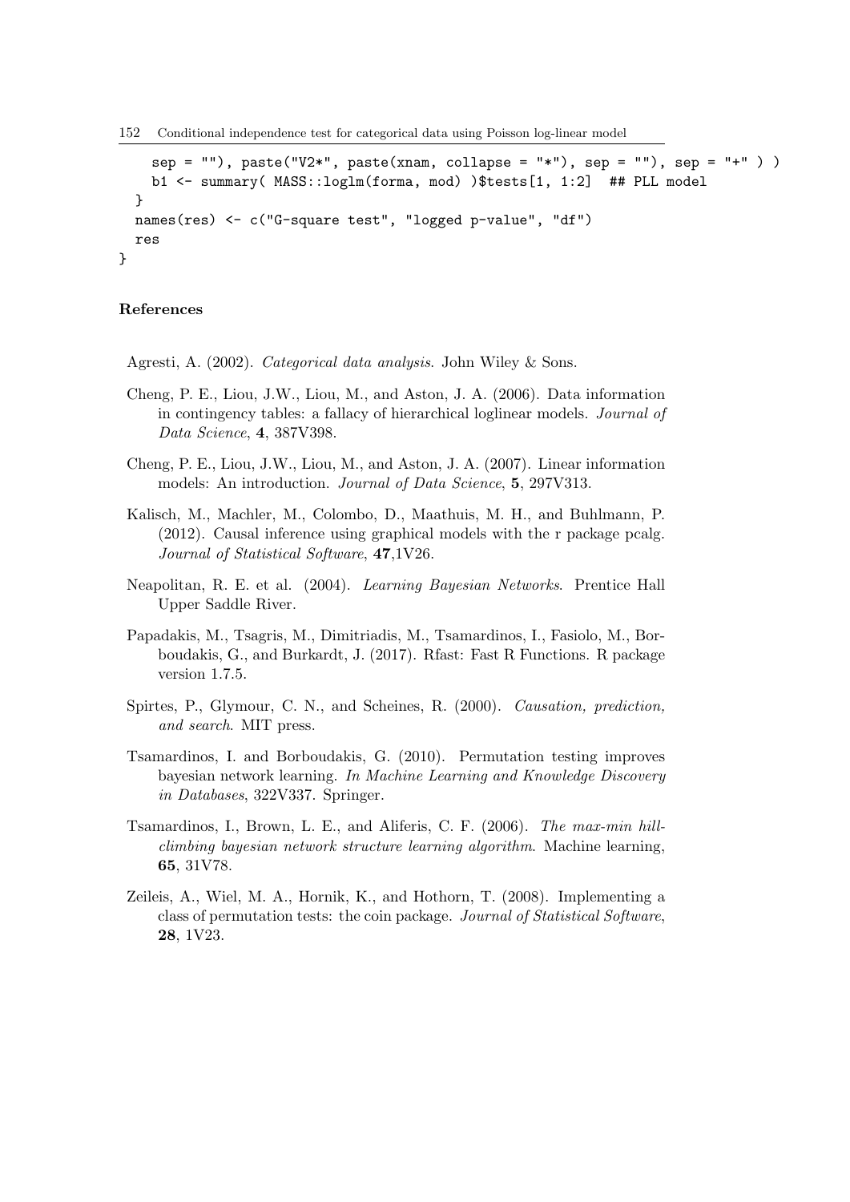```
    sep = ""), paste("V2*", paste(xnam, collapse = "*"), sep = ""), sep = "+" ) )
    b1 <- summary( MASS::loglm(forma, mod) )$tests[1, 1:2]  ## PLL model
  }
  names(res) <- c("G-square test", "logged p-value", "df")
  res
}
```

## References

Agresti, A. (2002). *Categorical data analysis*. John Wiley & Sons.

Cheng, P. E., Liou, J.W., Liou, M., and Aston, J. A. (2006). Data information in contingency tables: a fallacy of hierarchical loglinear models. *Journal of Data Science*, **4**, 387V398.

Cheng, P. E., Liou, J.W., Liou, M., and Aston, J. A. (2007). Linear information models: An introduction. *Journal of Data Science*, **5**, 297V313.

Kalisch, M., Machler, M., Colombo, D., Maathuis, M. H., and Buhlmann, P. (2012). Causal inference using graphical models with the r package pcalg. *Journal of Statistical Software*, **47**,1V26.

Neapolitan, R. E. et al. (2004). *Learning Bayesian Networks*. Prentice Hall Upper Saddle River.

Papadakis, M., Tsagris, M., Dimitriadis, M., Tsamardinos, I., Fasiolo, M., Borboudakis, G., and Burkardt, J. (2017). Rfast: Fast R Functions. R package version 1.7.5.

Spirtes, P., Glymour, C. N., and Scheines, R. (2000). *Causation, prediction, and search*. MIT press.

Tsamardinos, I. and Borboudakis, G. (2010). Permutation testing improves bayesian network learning. *In Machine Learning and Knowledge Discovery in Databases*, 322V337. Springer.

Tsamardinos, I., Brown, L. E., and Aliferis, C. F. (2006). *The max-min hill-climbing bayesian network structure learning algorithm*. Machine learning, **65**, 31V78.

Zeileis, A., Wiel, M. A., Hornik, K., and Hothorn, T. (2008). Implementing a class of permutation tests: the coin package. *Journal of Statistical Software*, **28**, 1V23.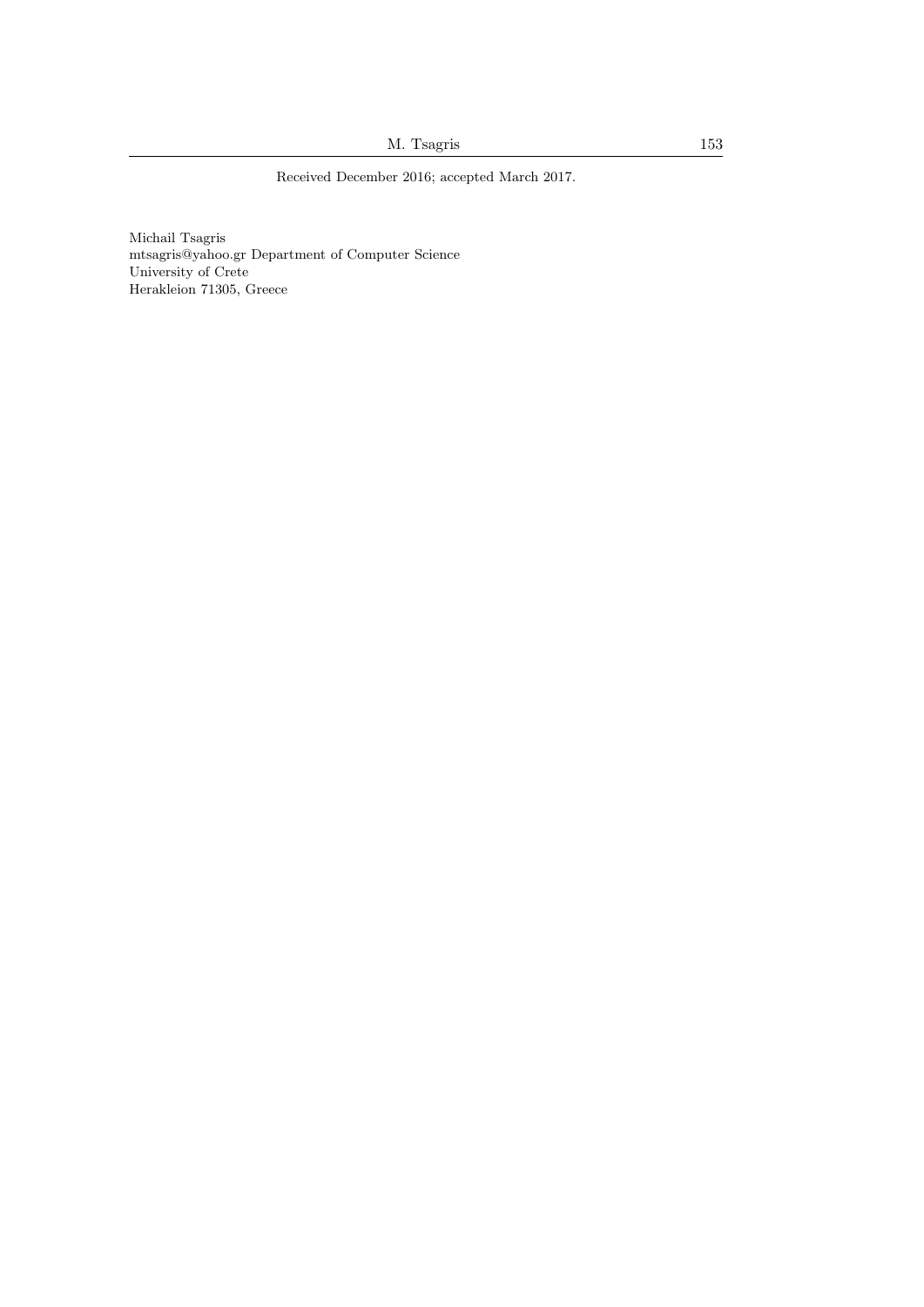Received December 2016; accepted March 2017.

Michail Tsagris  
mtsagris@yahoo.gr Department of Computer Science  
University of Crete  
Herakleion 71305, Greece